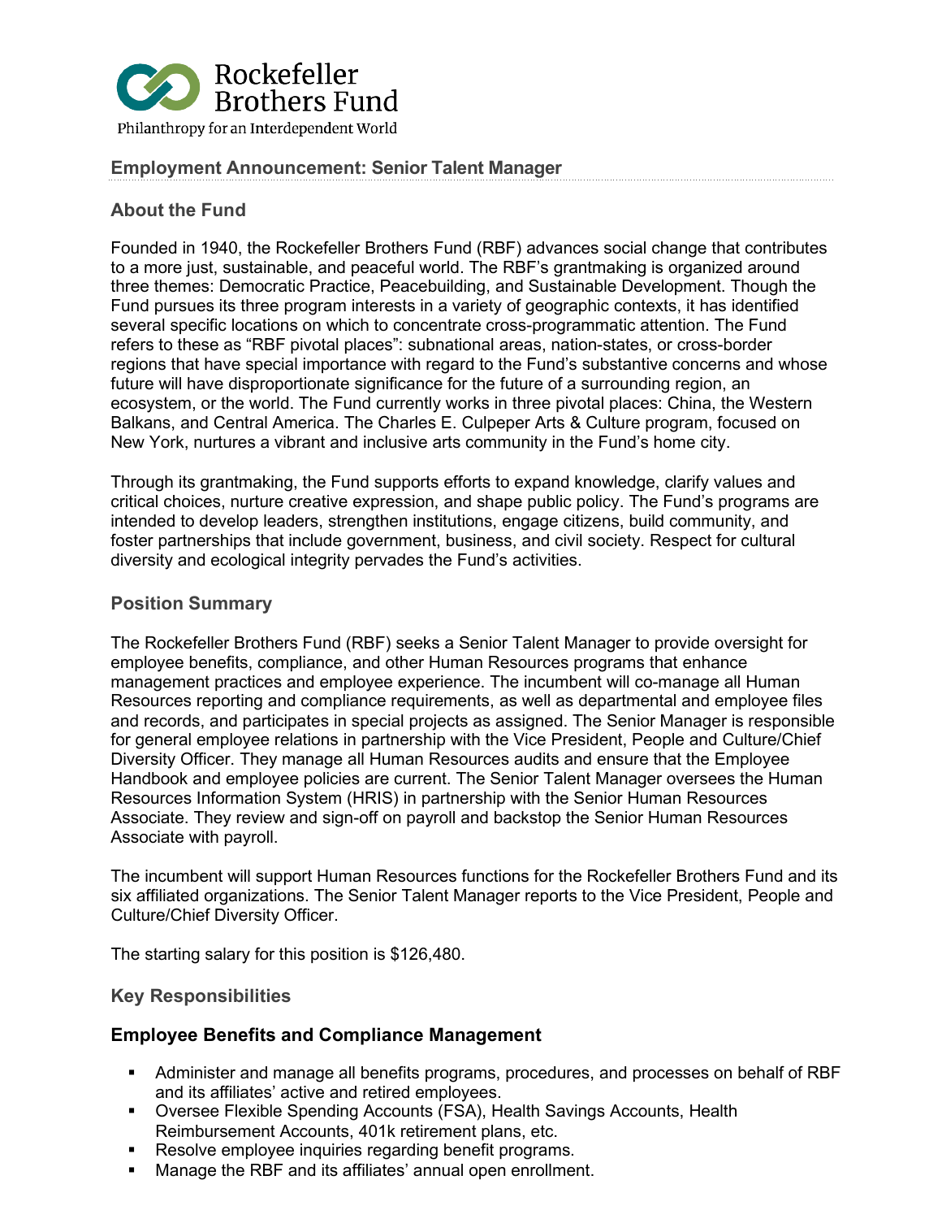Rockefeller Brothers Fund

Philanthropy for an Interdependent World

## Employment Announcement: Senior Talent Manager

### About the Fund

Founded in 1940, the Rockefeller Brothers Fund (RBF) advances social change that contributes to a more just, sustainable, and peaceful world. The RBF's grantmaking is organized around three themes: Democratic Practice, Peacebuilding, and Sustainable Development. Though the Fund pursues its three program interests in a variety of geographic contexts, it has identified several specific locations on which to concentrate cross-programmatic attention. The Fund refers to these as "RBF pivotal places": subnational areas, nation-states, or cross-border regions that have special importance with regard to the Fund's substantive concerns and whose future will have disproportionate significance for the future of a surrounding region, an ecosystem, or the world. The Fund currently works in three pivotal places: China, the Western Balkans, and Central America. The Charles E. Culpeper Arts & Culture program, focused on New York, nurtures a vibrant and inclusive arts community in the Fund's home city.

Through its grantmaking, the Fund supports efforts to expand knowledge, clarify values and critical choices, nurture creative expression, and shape public policy. The Fund's programs are intended to develop leaders, strengthen institutions, engage citizens, build community, and foster partnerships that include government, business, and civil society. Respect for cultural diversity and ecological integrity pervades the Fund's activities.

### Position Summary

The Rockefeller Brothers Fund (RBF) seeks a Senior Talent Manager to provide oversight for employee benefits, compliance, and other Human Resources programs that enhance management practices and employee experience. The incumbent will co-manage all Human Resources reporting and compliance requirements, as well as departmental and employee files and records, and participates in special projects as assigned. The Senior Manager is responsible for general employee relations in partnership with the Vice President, People and Culture/Chief Diversity Officer. They manage all Human Resources audits and ensure that the Employee Handbook and employee policies are current. The Senior Talent Manager oversees the Human Resources Information System (HRIS) in partnership with the Senior Human Resources Associate. They review and sign-off on payroll and backstop the Senior Human Resources Associate with payroll.

The incumbent will support Human Resources functions for the Rockefeller Brothers Fund and its six affiliated organizations. The Senior Talent Manager reports to the Vice President, People and Culture/Chief Diversity Officer.

The starting salary for this position is $126,480.

### Key Responsibilities

#### Employee Benefits and Compliance Management

- Administer and manage all benefits programs, procedures, and processes on behalf of RBF and its affiliates' active and retired employees.
- Oversee Flexible Spending Accounts (FSA), Health Savings Accounts, Health Reimbursement Accounts, 401k retirement plans, etc.
- Resolve employee inquiries regarding benefit programs.
- Manage the RBF and its affiliates' annual open enrollment.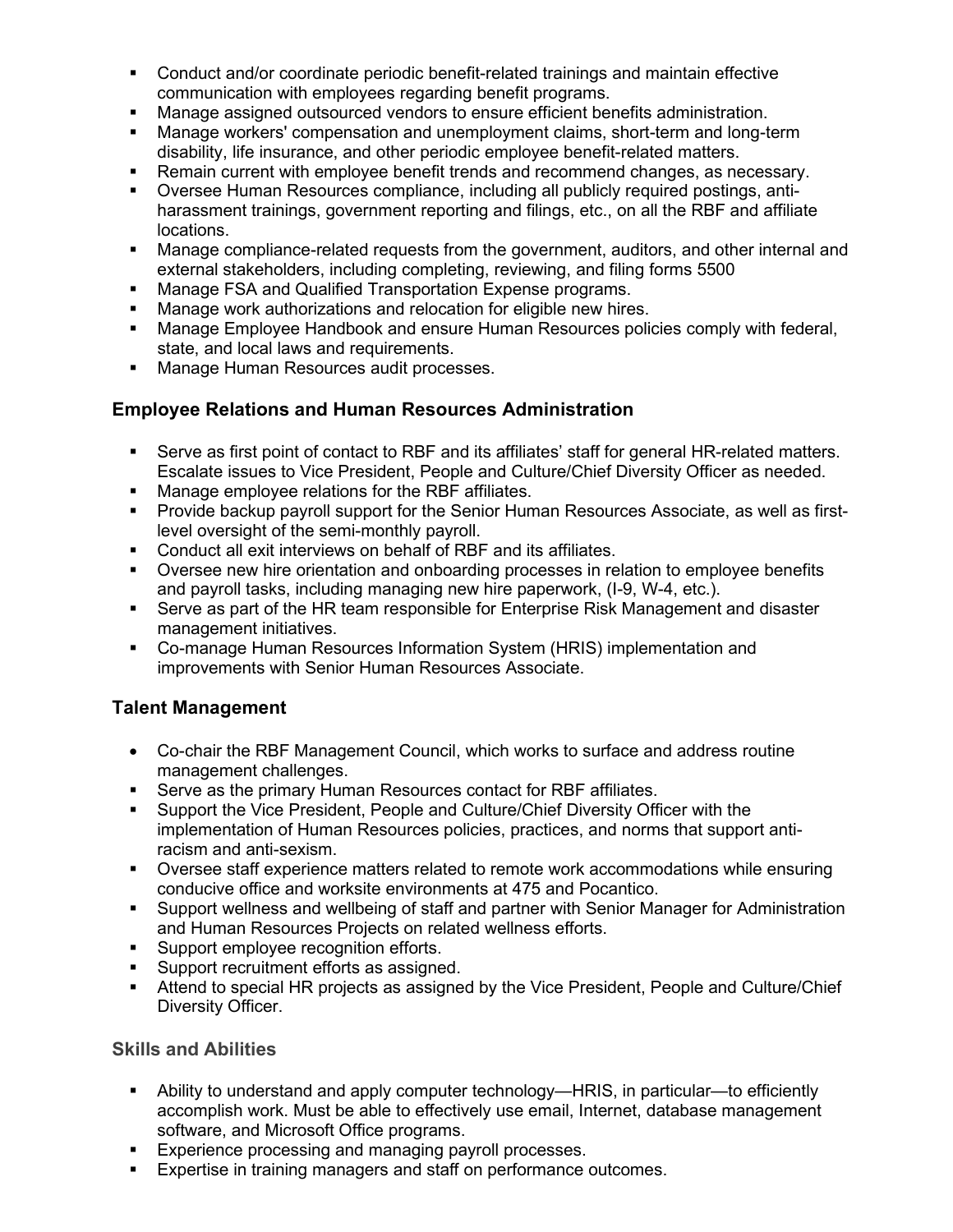- Conduct and/or coordinate periodic benefit-related trainings and maintain effective communication with employees regarding benefit programs.
- Manage assigned outsourced vendors to ensure efficient benefits administration.
- Manage workers' compensation and unemployment claims, short-term and long-term disability, life insurance, and other periodic employee benefit-related matters.
- Remain current with employee benefit trends and recommend changes, as necessary.
- Oversee Human Resources compliance, including all publicly required postings, anti-harassment trainings, government reporting and filings, etc., on all the RBF and affiliate locations.
- Manage compliance-related requests from the government, auditors, and other internal and external stakeholders, including completing, reviewing, and filing forms 5500
- Manage FSA and Qualified Transportation Expense programs.
- Manage work authorizations and relocation for eligible new hires.
- Manage Employee Handbook and ensure Human Resources policies comply with federal, state, and local laws and requirements.
- Manage Human Resources audit processes.

### Employee Relations and Human Resources Administration

- Serve as first point of contact to RBF and its affiliates' staff for general HR-related matters. Escalate issues to Vice President, People and Culture/Chief Diversity Officer as needed.
- Manage employee relations for the RBF affiliates.
- Provide backup payroll support for the Senior Human Resources Associate, as well as first-level oversight of the semi-monthly payroll.
- Conduct all exit interviews on behalf of RBF and its affiliates.
- Oversee new hire orientation and onboarding processes in relation to employee benefits and payroll tasks, including managing new hire paperwork, (I-9, W-4, etc.).
- Serve as part of the HR team responsible for Enterprise Risk Management and disaster management initiatives.
- Co-manage Human Resources Information System (HRIS) implementation and improvements with Senior Human Resources Associate.

### Talent Management

- Co-chair the RBF Management Council, which works to surface and address routine management challenges.
- Serve as the primary Human Resources contact for RBF affiliates.
- Support the Vice President, People and Culture/Chief Diversity Officer with the implementation of Human Resources policies, practices, and norms that support anti-racism and anti-sexism.
- Oversee staff experience matters related to remote work accommodations while ensuring conducive office and worksite environments at 475 and Pocantico.
- Support wellness and wellbeing of staff and partner with Senior Manager for Administration and Human Resources Projects on related wellness efforts.
- Support employee recognition efforts.
- Support recruitment efforts as assigned.
- Attend to special HR projects as assigned by the Vice President, People and Culture/Chief Diversity Officer.

### Skills and Abilities

- Ability to understand and apply computer technology—HRIS, in particular—to efficiently accomplish work. Must be able to effectively use email, Internet, database management software, and Microsoft Office programs.
- Experience processing and managing payroll processes.
- Expertise in training managers and staff on performance outcomes.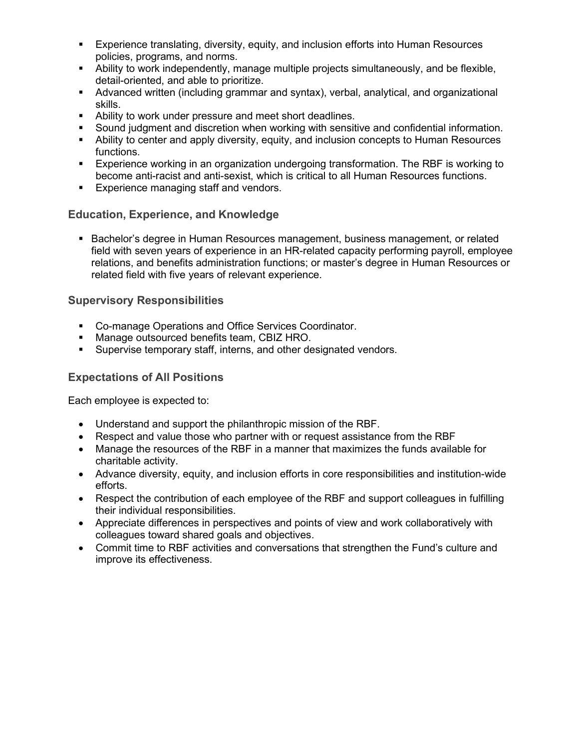- Experience translating, diversity, equity, and inclusion efforts into Human Resources policies, programs, and norms.
- Ability to work independently, manage multiple projects simultaneously, and be flexible, detail-oriented, and able to prioritize.
- Advanced written (including grammar and syntax), verbal, analytical, and organizational skills.
- Ability to work under pressure and meet short deadlines.
- Sound judgment and discretion when working with sensitive and confidential information.
- Ability to center and apply diversity, equity, and inclusion concepts to Human Resources functions.
- Experience working in an organization undergoing transformation. The RBF is working to become anti-racist and anti-sexist, which is critical to all Human Resources functions.
- Experience managing staff and vendors.

## Education, Experience, and Knowledge

- Bachelor's degree in Human Resources management, business management, or related field with seven years of experience in an HR-related capacity performing payroll, employee relations, and benefits administration functions; or master's degree in Human Resources or related field with five years of relevant experience.

## Supervisory Responsibilities

- Co-manage Operations and Office Services Coordinator.
- Manage outsourced benefits team, CBIZ HRO.
- Supervise temporary staff, interns, and other designated vendors.

## Expectations of All Positions

Each employee is expected to:

- Understand and support the philanthropic mission of the RBF.
- Respect and value those who partner with or request assistance from the RBF
- Manage the resources of the RBF in a manner that maximizes the funds available for charitable activity.
- Advance diversity, equity, and inclusion efforts in core responsibilities and institution-wide efforts.
- Respect the contribution of each employee of the RBF and support colleagues in fulfilling their individual responsibilities.
- Appreciate differences in perspectives and points of view and work collaboratively with colleagues toward shared goals and objectives.
- Commit time to RBF activities and conversations that strengthen the Fund's culture and improve its effectiveness.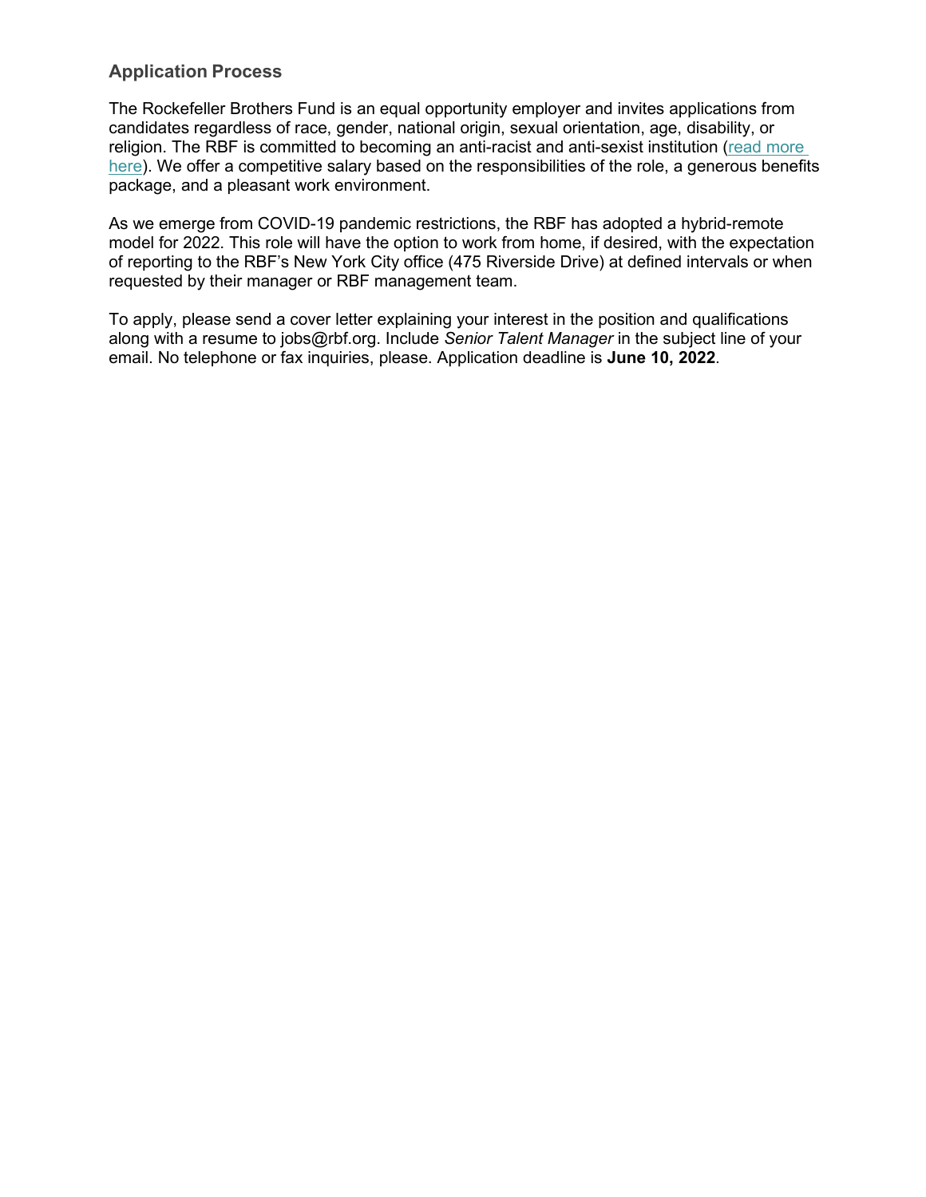### Application Process

The Rockefeller Brothers Fund is an equal opportunity employer and invites applications from candidates regardless of race, gender, national origin, sexual orientation, age, disability, or religion. The RBF is committed to becoming an anti-racist and anti-sexist institution (read more here). We offer a competitive salary based on the responsibilities of the role, a generous benefits package, and a pleasant work environment.

As we emerge from COVID-19 pandemic restrictions, the RBF has adopted a hybrid-remote model for 2022. This role will have the option to work from home, if desired, with the expectation of reporting to the RBF's New York City office (475 Riverside Drive) at defined intervals or when requested by their manager or RBF management team.

To apply, please send a cover letter explaining your interest in the position and qualifications along with a resume to jobs@rbf.org. Include *Senior Talent Manager* in the subject line of your email. No telephone or fax inquiries, please. Application deadline is **June 10, 2022**.